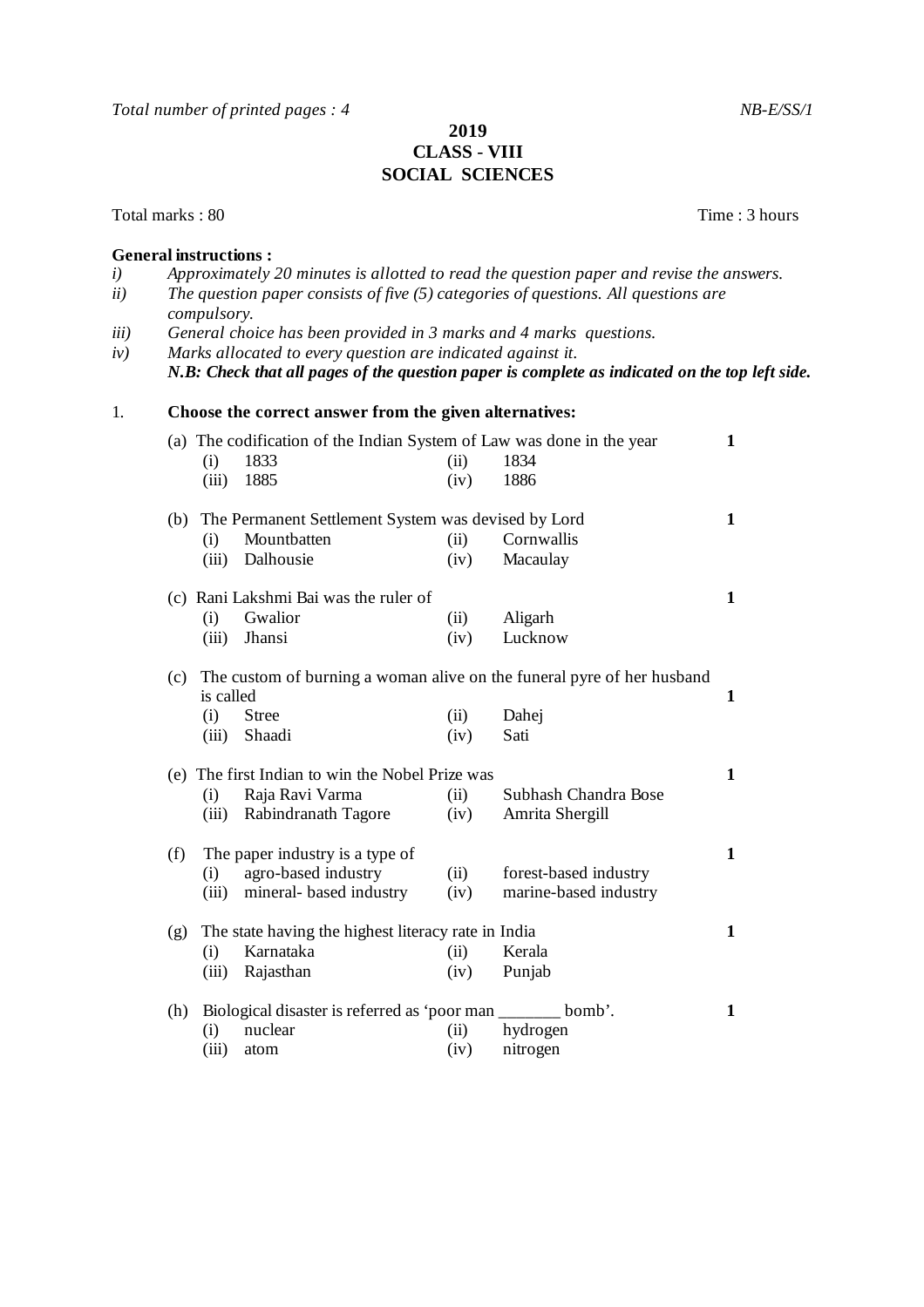*Total number of printed pages : 4* *NB-E/SS/1*

# 2019
## CLASS - VIII
## SOCIAL SCIENCES

Total marks : 80 Time : 3 hours

**General instructions :**

*i) Approximately 20 minutes is allotted to read the question paper and revise the answers.*
*ii) The question paper consists of five (5) categories of questions. All questions are compulsory.*
*iii) General choice has been provided in 3 marks and 4 marks questions.*
*iv) Marks allocated to every question are indicated against it.*
***N.B: Check that all pages of the question paper is complete as indicated on the top left side.***

1. **Choose the correct answer from the given alternatives:**

(a) The codification of the Indian System of Law was done in the year **1**
(i) 1833 (ii) 1834
(iii) 1885 (iv) 1886

(b) The Permanent Settlement System was devised by Lord **1**
(i) Mountbatten (ii) Cornwallis
(iii) Dalhousie (iv) Macaulay

(c) Rani Lakshmi Bai was the ruler of **1**
(i) Gwalior (ii) Aligarh
(iii) Jhansi (iv) Lucknow

(c) The custom of burning a woman alive on the funeral pyre of her husband is called **1**
(i) Stree (ii) Dahej
(iii) Shaadi (iv) Sati

(e) The first Indian to win the Nobel Prize was **1**
(i) Raja Ravi Varma (ii) Subhash Chandra Bose
(iii) Rabindranath Tagore (iv) Amrita Shergill

(f) The paper industry is a type of **1**
(i) agro-based industry (ii) forest-based industry
(iii) mineral- based industry (iv) marine-based industry

(g) The state having the highest literacy rate in India **1**
(i) Karnataka (ii) Kerala
(iii) Rajasthan (iv) Punjab

(h) Biological disaster is referred as 'poor man _______ bomb'. **1**
(i) nuclear (ii) hydrogen
(iii) atom (iv) nitrogen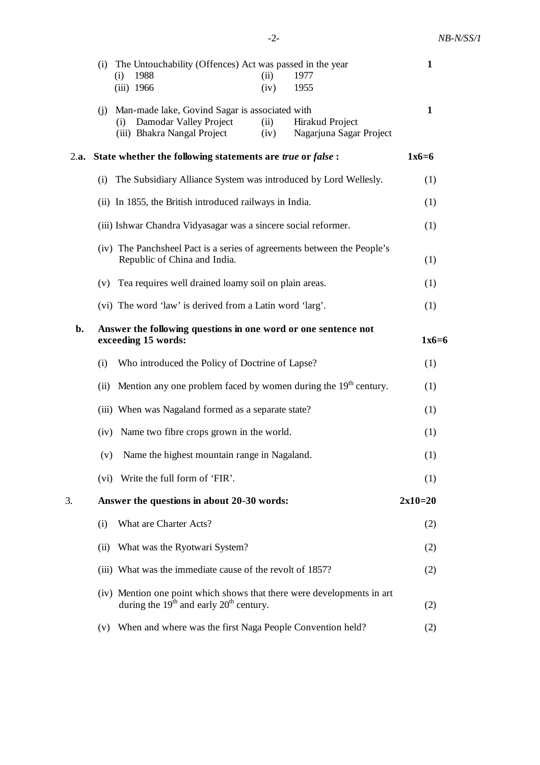(i) The Untouchability (Offences) Act was passed in the year **1**

(i) 1988 (ii) 1977
(iii) 1966 (iv) 1955

(j) Man-made lake, Govind Sagar is associated with **1**

(i) Damodar Valley Project (ii) Hirakud Project
(iii) Bhakra Nangal Project (iv) Nagarjuna Sagar Project

**2.a. State whether the following statements are *true* or *false* : 1x6=6**

(i) The Subsidiary Alliance System was introduced by Lord Wellesly. (1)

(ii) In 1855, the British introduced railways in India. (1)

(iii) Ishwar Chandra Vidyasagar was a sincere social reformer. (1)

(iv) The Panchsheel Pact is a series of agreements between the People's Republic of China and India. (1)

(v) Tea requires well drained loamy soil on plain areas. (1)

(vi) The word 'law' is derived from a Latin word 'larg'. (1)

**b. Answer the following questions in one word or one sentence not exceeding 15 words: 1x6=6**

(i) Who introduced the Policy of Doctrine of Lapse? (1)

(ii) Mention any one problem faced by women during the 19th century. (1)

(iii) When was Nagaland formed as a separate state? (1)

(iv) Name two fibre crops grown in the world. (1)

(v) Name the highest mountain range in Nagaland. (1)

(vi) Write the full form of 'FIR'. (1)

**3. Answer the questions in about 20-30 words: 2x10=20**

(i) What are Charter Acts? (2)

(ii) What was the Ryotwari System? (2)

(iii) What was the immediate cause of the revolt of 1857? (2)

(iv) Mention one point which shows that there were developments in art during the 19th and early 20th century. (2)

(v) When and where was the first Naga People Convention held? (2)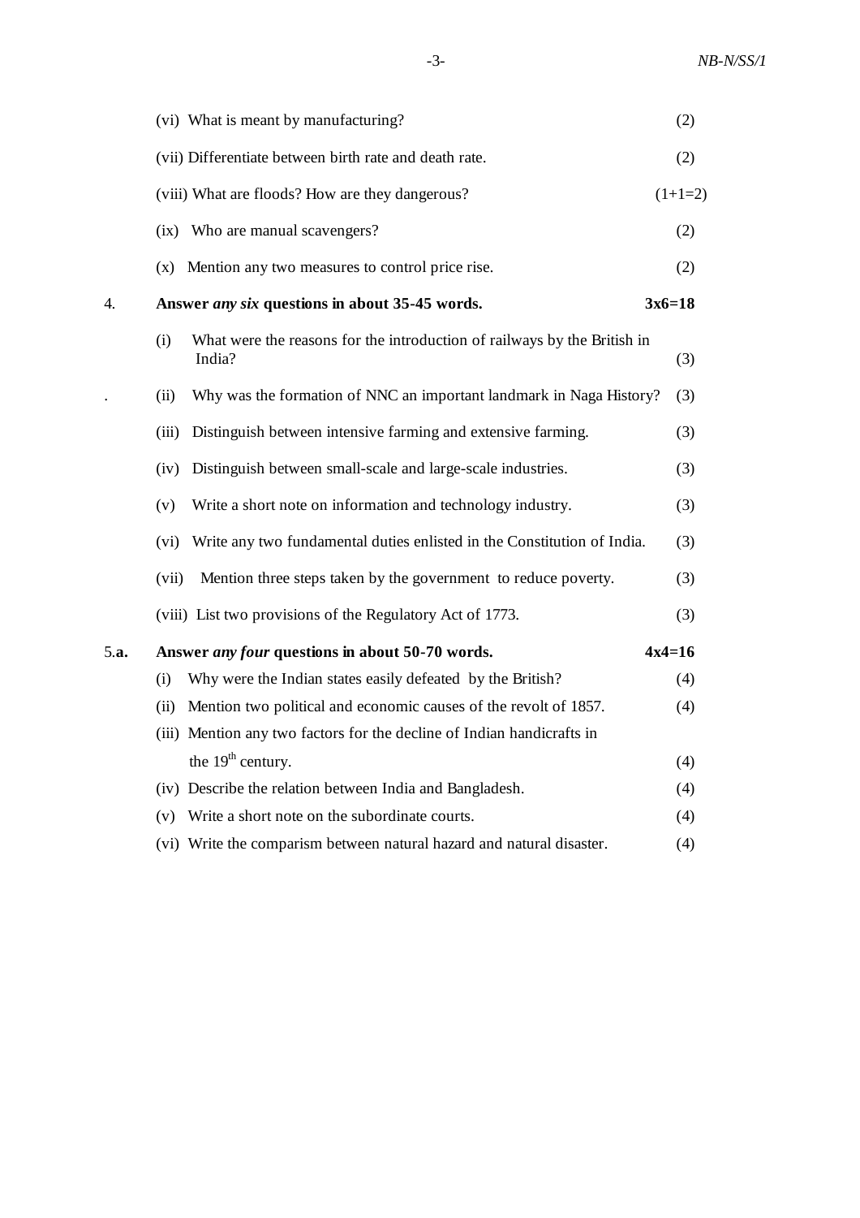(vi) What is meant by manufacturing? (2)

(vii) Differentiate between birth rate and death rate. (2)

(viii) What are floods? How are they dangerous? (1+1=2)

(ix) Who are manual scavengers? (2)

(x) Mention any two measures to control price rise. (2)

4. **Answer *any six* questions in about 35-45 words.** **3x6=18**

(i) What were the reasons for the introduction of railways by the British in India? (3)

(ii) Why was the formation of NNC an important landmark in Naga History? (3)

(iii) Distinguish between intensive farming and extensive farming. (3)

(iv) Distinguish between small-scale and large-scale industries. (3)

(v) Write a short note on information and technology industry. (3)

(vi) Write any two fundamental duties enlisted in the Constitution of India. (3)

(vii) Mention three steps taken by the government to reduce poverty. (3)

(viii) List two provisions of the Regulatory Act of 1773. (3)

5.**a.** **Answer *any four* questions in about 50-70 words.** **4x4=16**

(i) Why were the Indian states easily defeated by the British? (4)

(ii) Mention two political and economic causes of the revolt of 1857. (4)

(iii) Mention any two factors for the decline of Indian handicrafts in the 19th century. (4)

(iv) Describe the relation between India and Bangladesh. (4)

(v) Write a short note on the subordinate courts. (4)

(vi) Write the comparism between natural hazard and natural disaster. (4)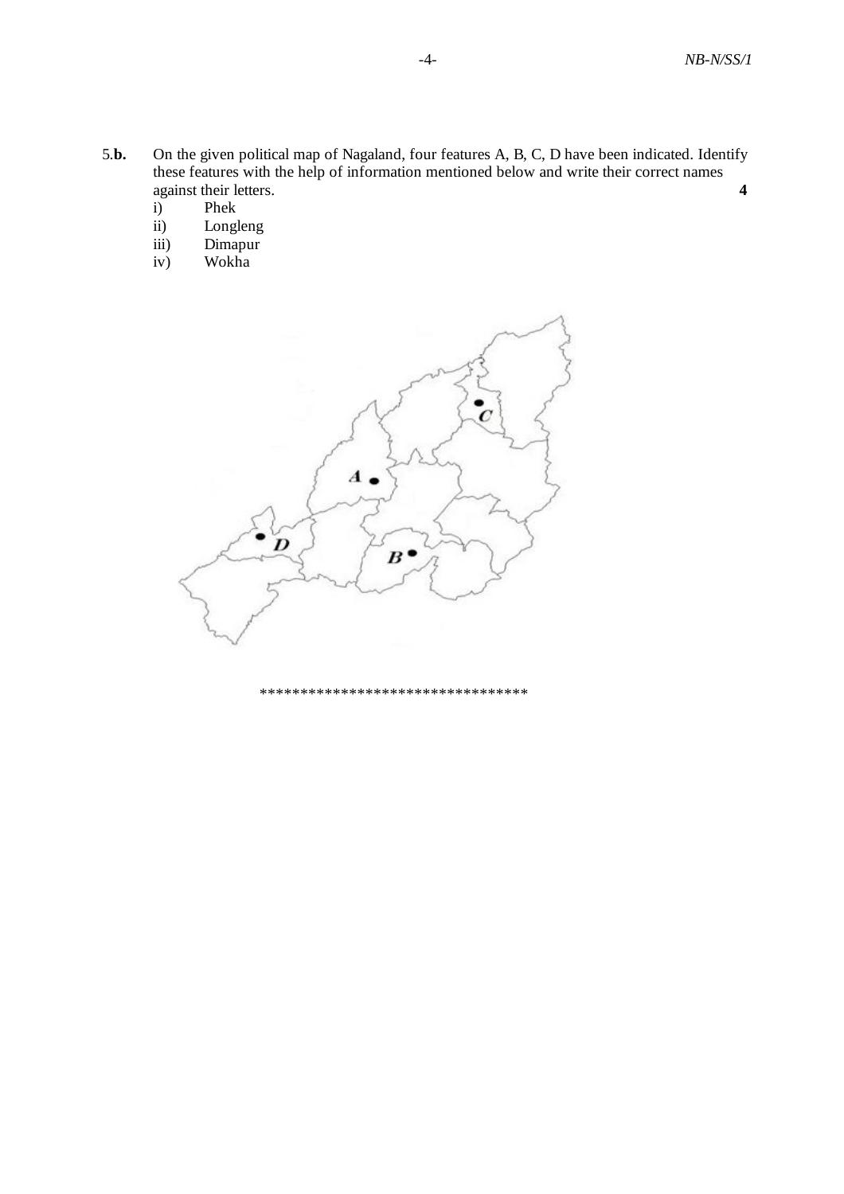5.**b.** On the given political map of Nagaland, four features A, B, C, D have been indicated. Identify these features with the help of information mentioned below and write their correct names against their letters. **4**

i) Phek
ii) Longleng
iii) Dimapur
iv) Wokha

A
B
C
D

*********************************